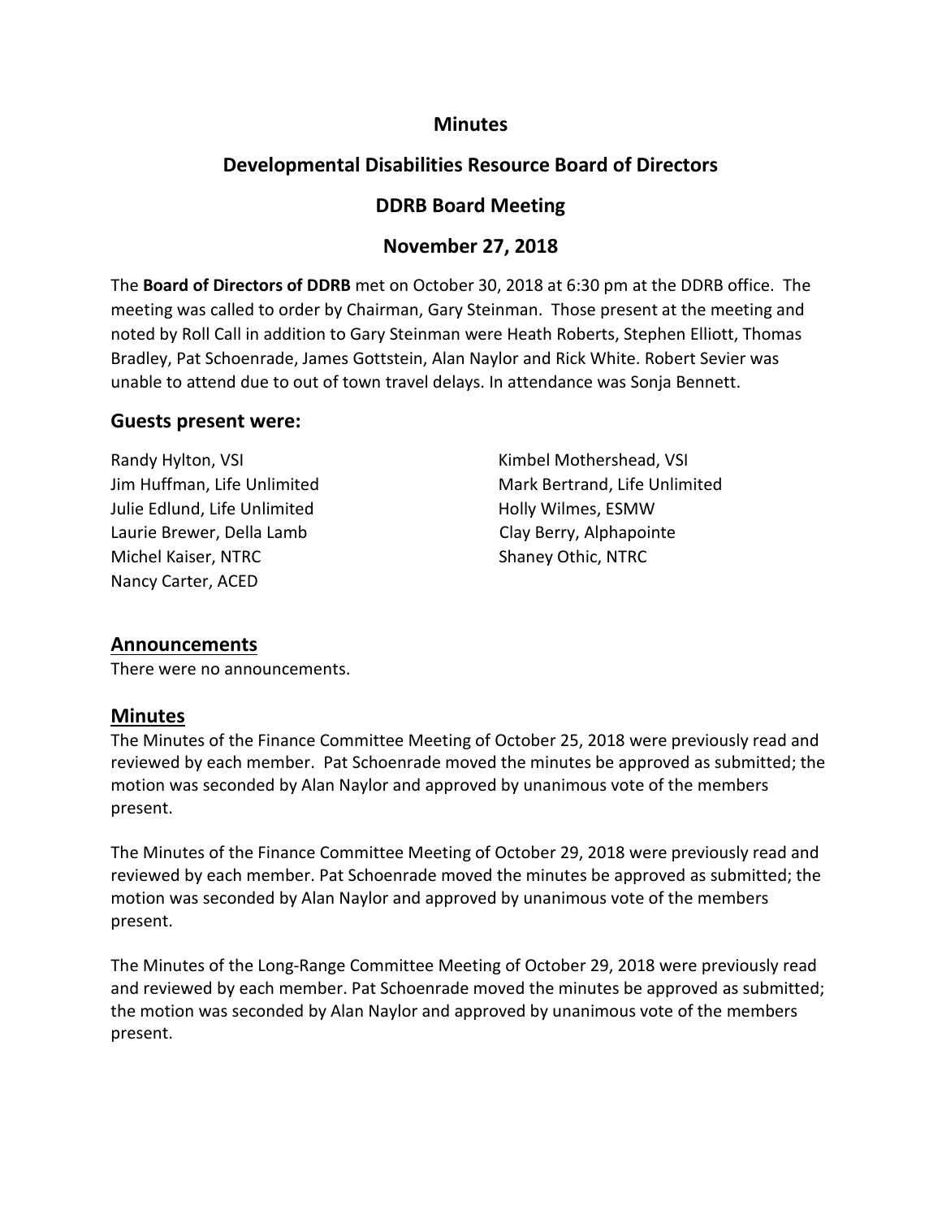# Minutes

## Developmental Disabilities Resource Board of Directors

## DDRB Board Meeting

## November 27, 2018

The **Board of Directors of DDRB** met on October 30, 2018 at 6:30 pm at the DDRB office. The meeting was called to order by Chairman, Gary Steinman. Those present at the meeting and noted by Roll Call in addition to Gary Steinman were Heath Roberts, Stephen Elliott, Thomas Bradley, Pat Schoenrade, James Gottstein, Alan Naylor and Rick White. Robert Sevier was unable to attend due to out of town travel delays. In attendance was Sonja Bennett.

### Guests present were:

Randy Hylton, VSI
Jim Huffman, Life Unlimited
Julie Edlund, Life Unlimited
Laurie Brewer, Della Lamb
Michel Kaiser, NTRC
Nancy Carter, ACED
Kimbel Mothershead, VSI
Mark Bertrand, Life Unlimited
Holly Wilmes, ESMW
Clay Berry, Alphapointe
Shaney Othic, NTRC

### Announcements

There were no announcements.

### Minutes

The Minutes of the Finance Committee Meeting of October 25, 2018 were previously read and reviewed by each member. Pat Schoenrade moved the minutes be approved as submitted; the motion was seconded by Alan Naylor and approved by unanimous vote of the members present.

The Minutes of the Finance Committee Meeting of October 29, 2018 were previously read and reviewed by each member. Pat Schoenrade moved the minutes be approved as submitted; the motion was seconded by Alan Naylor and approved by unanimous vote of the members present.

The Minutes of the Long-Range Committee Meeting of October 29, 2018 were previously read and reviewed by each member. Pat Schoenrade moved the minutes be approved as submitted; the motion was seconded by Alan Naylor and approved by unanimous vote of the members present.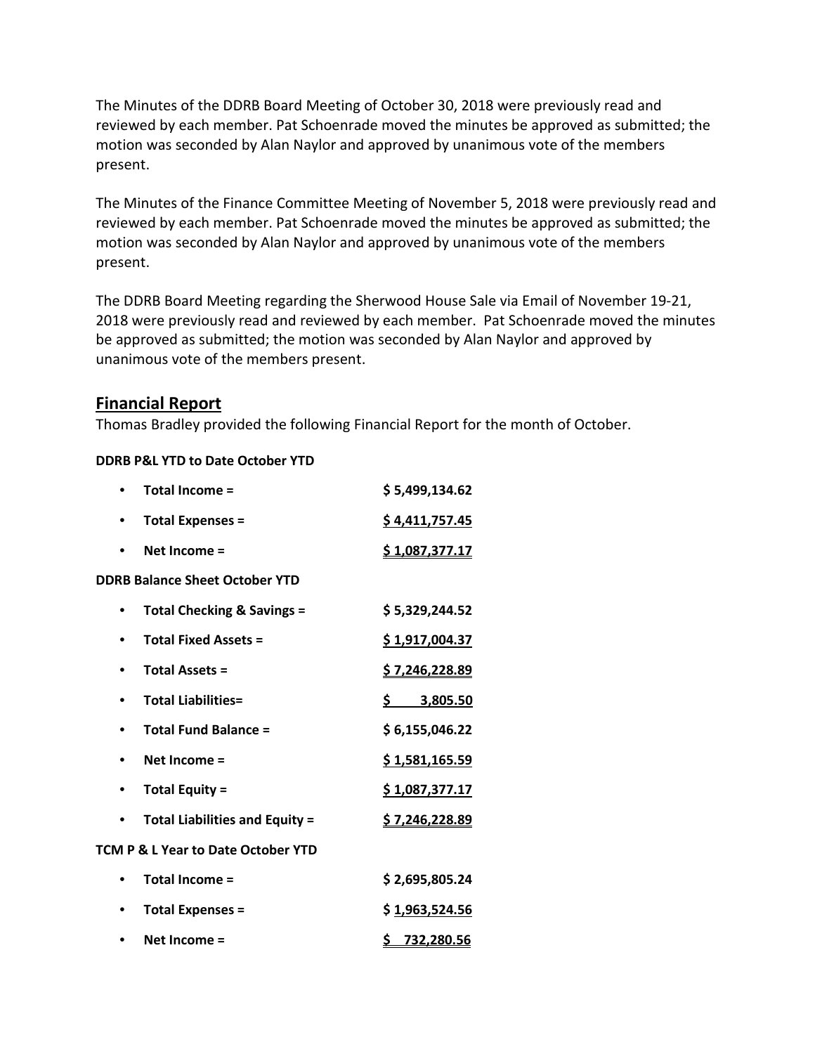The Minutes of the DDRB Board Meeting of October 30, 2018 were previously read and reviewed by each member. Pat Schoenrade moved the minutes be approved as submitted; the motion was seconded by Alan Naylor and approved by unanimous vote of the members present.

The Minutes of the Finance Committee Meeting of November 5, 2018 were previously read and reviewed by each member. Pat Schoenrade moved the minutes be approved as submitted; the motion was seconded by Alan Naylor and approved by unanimous vote of the members present.

The DDRB Board Meeting regarding the Sherwood House Sale via Email of November 19-21, 2018 were previously read and reviewed by each member. Pat Schoenrade moved the minutes be approved as submitted; the motion was seconded by Alan Naylor and approved by unanimous vote of the members present.

## Financial Report

Thomas Bradley provided the following Financial Report for the month of October.

**DDRB P&L YTD to Date October YTD**

- **Total Income =** $ 5,499,134.62
- **Total Expenses =** $ 4,411,757.45
- **Net Income =** $ 1,087,377.17

**DDRB Balance Sheet October YTD**

- **Total Checking & Savings =** $ 5,329,244.52
- **Total Fixed Assets =** $ 1,917,004.37
- **Total Assets =** $ 7,246,228.89
- **Total Liabilities=** $ 3,805.50
- **Total Fund Balance =** $ 6,155,046.22
- **Net Income =** $ 1,581,165.59
- **Total Equity =** $ 1,087,377.17
- **Total Liabilities and Equity =** $ 7,246,228.89

**TCM P & L Year to Date October YTD**

- **Total Income =** $ 2,695,805.24
- **Total Expenses =** $ 1,963,524.56
- **Net Income =** $ 732,280.56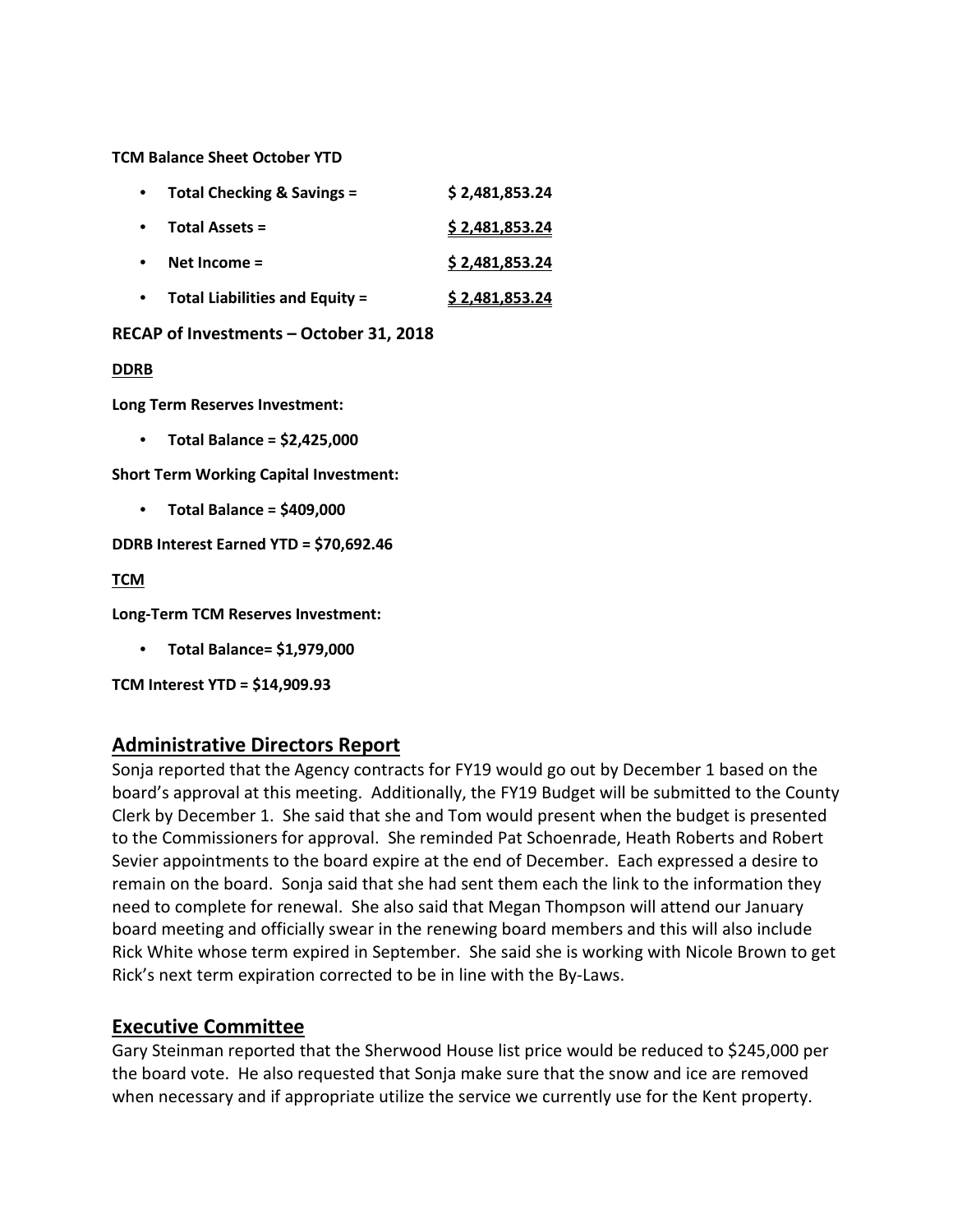**TCM Balance Sheet October YTD**

- **Total Checking & Savings = $ 2,481,853.24**
- **Total Assets = $ 2,481,853.24**
- **Net Income = $ 2,481,853.24**
- **Total Liabilities and Equity = $ 2,481,853.24**

**RECAP of Investments – October 31, 2018**

**DDRB**

**Long Term Reserves Investment:**

- **Total Balance = $2,425,000**

**Short Term Working Capital Investment:**

- **Total Balance = $409,000**

**DDRB Interest Earned YTD = $70,692.46**

**TCM**

**Long-Term TCM Reserves Investment:**

- **Total Balance= $1,979,000**

**TCM Interest YTD = $14,909.93**

## Administrative Directors Report

Sonja reported that the Agency contracts for FY19 would go out by December 1 based on the board's approval at this meeting. Additionally, the FY19 Budget will be submitted to the County Clerk by December 1. She said that she and Tom would present when the budget is presented to the Commissioners for approval. She reminded Pat Schoenrade, Heath Roberts and Robert Sevier appointments to the board expire at the end of December. Each expressed a desire to remain on the board. Sonja said that she had sent them each the link to the information they need to complete for renewal. She also said that Megan Thompson will attend our January board meeting and officially swear in the renewing board members and this will also include Rick White whose term expired in September. She said she is working with Nicole Brown to get Rick's next term expiration corrected to be in line with the By-Laws.

## Executive Committee

Gary Steinman reported that the Sherwood House list price would be reduced to $245,000 per the board vote. He also requested that Sonja make sure that the snow and ice are removed when necessary and if appropriate utilize the service we currently use for the Kent property.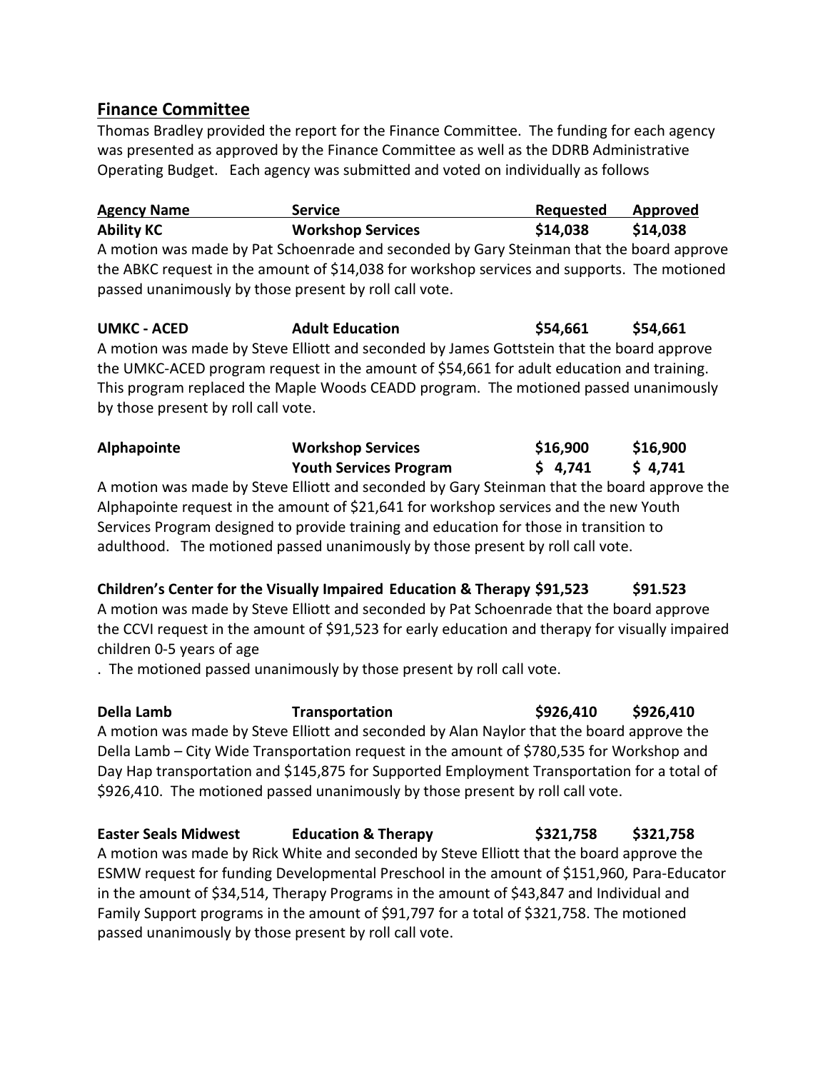## Finance Committee

Thomas Bradley provided the report for the Finance Committee. The funding for each agency was presented as approved by the Finance Committee as well as the DDRB Administrative Operating Budget. Each agency was submitted and voted on individually as follows

| Agency Name | Service | Requested | Approved |
| --- | --- | --- | --- |
| **Ability KC** | **Workshop Services** | **$14,038** | **$14,038** |

A motion was made by Pat Schoenrade and seconded by Gary Steinman that the board approve the ABKC request in the amount of $14,038 for workshop services and supports. The motioned passed unanimously by those present by roll call vote.

| | | | |
| --- | --- | --- | --- |
| **UMKC - ACED** | **Adult Education** | **$54,661** | **$54,661** |

A motion was made by Steve Elliott and seconded by James Gottstein that the board approve the UMKC-ACED program request in the amount of $54,661 for adult education and training. This program replaced the Maple Woods CEADD program. The motioned passed unanimously by those present by roll call vote.

| | | | |
| --- | --- | --- | --- |
| **Alphapointe** | **Workshop Services** | **$16,900** | **$16,900** |
| | **Youth Services Program** | **$ 4,741** | **$ 4,741** |

A motion was made by Steve Elliott and seconded by Gary Steinman that the board approve the Alphapointe request in the amount of $21,641 for workshop services and the new Youth Services Program designed to provide training and education for those in transition to adulthood. The motioned passed unanimously by those present by roll call vote.

| | | | |
| --- | --- | --- | --- |
| **Children's Center for the Visually Impaired** | **Education & Therapy** | **$91,523** | **$91.523** |

A motion was made by Steve Elliott and seconded by Pat Schoenrade that the board approve the CCVI request in the amount of $91,523 for early education and therapy for visually impaired children 0-5 years of age

. The motioned passed unanimously by those present by roll call vote.

| | | | |
| --- | --- | --- | --- |
| **Della Lamb** | **Transportation** | **$926,410** | **$926,410** |

A motion was made by Steve Elliott and seconded by Alan Naylor that the board approve the Della Lamb – City Wide Transportation request in the amount of $780,535 for Workshop and Day Hap transportation and $145,875 for Supported Employment Transportation for a total of $926,410. The motioned passed unanimously by those present by roll call vote.

| | | | |
| --- | --- | --- | --- |
| **Easter Seals Midwest** | **Education & Therapy** | **$321,758** | **$321,758** |

A motion was made by Rick White and seconded by Steve Elliott that the board approve the ESMW request for funding Developmental Preschool in the amount of $151,960, Para-Educator in the amount of $34,514, Therapy Programs in the amount of $43,847 and Individual and Family Support programs in the amount of $91,797 for a total of $321,758. The motioned passed unanimously by those present by roll call vote.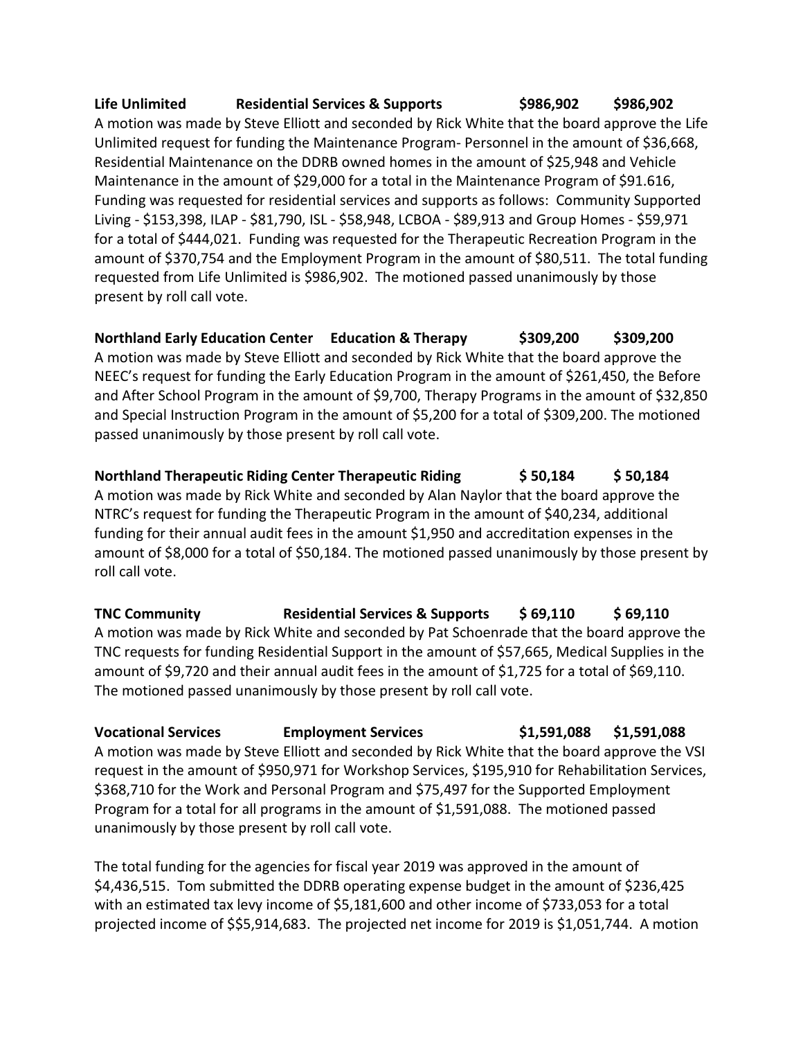**Life Unlimited Residential Services & Supports $986,902 $986,902**

A motion was made by Steve Elliott and seconded by Rick White that the board approve the Life Unlimited request for funding the Maintenance Program- Personnel in the amount of $36,668, Residential Maintenance on the DDRB owned homes in the amount of $25,948 and Vehicle Maintenance in the amount of $29,000 for a total in the Maintenance Program of $91.616, Funding was requested for residential services and supports as follows: Community Supported Living - $153,398, ILAP - $81,790, ISL - $58,948, LCBOA - $89,913 and Group Homes - $59,971 for a total of $444,021. Funding was requested for the Therapeutic Recreation Program in the amount of $370,754 and the Employment Program in the amount of $80,511. The total funding requested from Life Unlimited is $986,902. The motioned passed unanimously by those present by roll call vote.

**Northland Early Education Center Education & Therapy $309,200 $309,200**

A motion was made by Steve Elliott and seconded by Rick White that the board approve the NEEC's request for funding the Early Education Program in the amount of $261,450, the Before and After School Program in the amount of $9,700, Therapy Programs in the amount of $32,850 and Special Instruction Program in the amount of $5,200 for a total of $309,200. The motioned passed unanimously by those present by roll call vote.

**Northland Therapeutic Riding Center Therapeutic Riding $ 50,184 $ 50,184**

A motion was made by Rick White and seconded by Alan Naylor that the board approve the NTRC's request for funding the Therapeutic Program in the amount of $40,234, additional funding for their annual audit fees in the amount $1,950 and accreditation expenses in the amount of $8,000 for a total of $50,184. The motioned passed unanimously by those present by roll call vote.

**TNC Community Residential Services & Supports $ 69,110 $ 69,110**

A motion was made by Rick White and seconded by Pat Schoenrade that the board approve the TNC requests for funding Residential Support in the amount of $57,665, Medical Supplies in the amount of $9,720 and their annual audit fees in the amount of $1,725 for a total of $69,110. The motioned passed unanimously by those present by roll call vote.

**Vocational Services Employment Services $1,591,088 $1,591,088**

A motion was made by Steve Elliott and seconded by Rick White that the board approve the VSI request in the amount of $950,971 for Workshop Services, $195,910 for Rehabilitation Services, $368,710 for the Work and Personal Program and $75,497 for the Supported Employment Program for a total for all programs in the amount of $1,591,088. The motioned passed unanimously by those present by roll call vote.

The total funding for the agencies for fiscal year 2019 was approved in the amount of $4,436,515. Tom submitted the DDRB operating expense budget in the amount of $236,425 with an estimated tax levy income of $5,181,600 and other income of $733,053 for a total projected income of $$5,914,683. The projected net income for 2019 is $1,051,744. A motion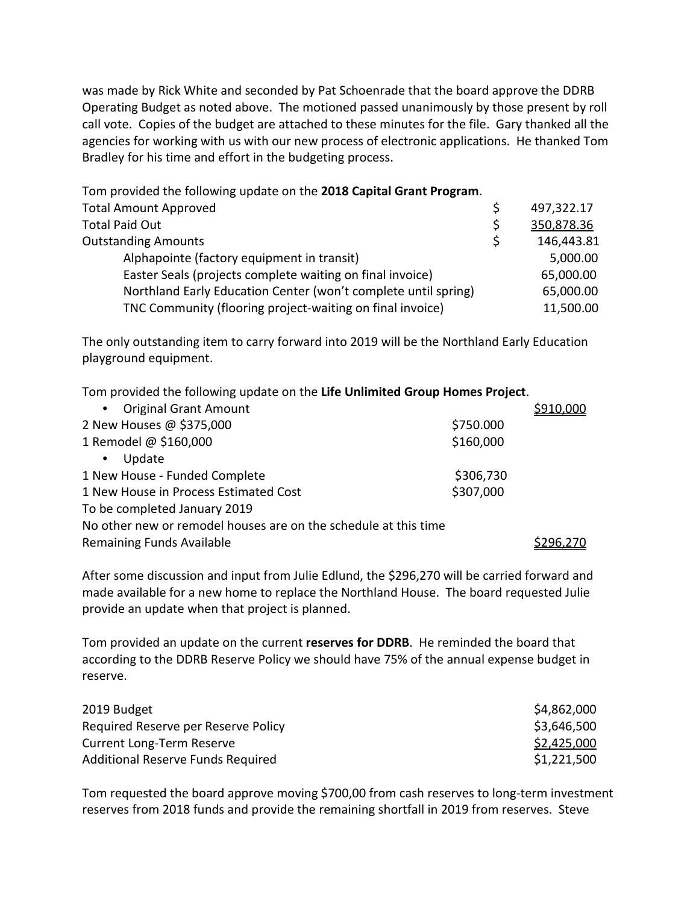was made by Rick White and seconded by Pat Schoenrade that the board approve the DDRB Operating Budget as noted above. The motioned passed unanimously by those present by roll call vote. Copies of the budget are attached to these minutes for the file. Gary thanked all the agencies for working with us with our new process of electronic applications. He thanked Tom Bradley for his time and effort in the budgeting process.

Tom provided the following update on the **2018 Capital Grant Program**.

| | | |
|---|---|---|
| Total Amount Approved | $ | 497,322.17 |
| Total Paid Out | $ | 350,878.36 |
| Outstanding Amounts | $ | 146,443.81 |
| Alphapointe (factory equipment in transit) | | 5,000.00 |
| Easter Seals (projects complete waiting on final invoice) | | 65,000.00 |
| Northland Early Education Center (won't complete until spring) | | 65,000.00 |
| TNC Community (flooring project-waiting on final invoice) | | 11,500.00 |

The only outstanding item to carry forward into 2019 will be the Northland Early Education playground equipment.

Tom provided the following update on the **Life Unlimited Group Homes Project**.

| | | |
|---|---|---|
| • Original Grant Amount | | $910,000 |
| 2 New Houses @ $375,000 | $750.000 | |
| 1 Remodel @ $160,000 | $160,000 | |
| • Update | | |
| 1 New House - Funded Complete | $306,730 | |
| 1 New House in Process Estimated Cost | $307,000 | |
| To be completed January 2019 | | |
| No other new or remodel houses are on the schedule at this time | | |
| Remaining Funds Available | | $296,270 |

After some discussion and input from Julie Edlund, the $296,270 will be carried forward and made available for a new home to replace the Northland House. The board requested Julie provide an update when that project is planned.

Tom provided an update on the current **reserves for DDRB**. He reminded the board that according to the DDRB Reserve Policy we should have 75% of the annual expense budget in reserve.

| | |
|---|---|
| 2019 Budget | $4,862,000 |
| Required Reserve per Reserve Policy | $3,646,500 |
| Current Long-Term Reserve | $2,425,000 |
| Additional Reserve Funds Required | $1,221,500 |

Tom requested the board approve moving $700,00 from cash reserves to long-term investment reserves from 2018 funds and provide the remaining shortfall in 2019 from reserves. Steve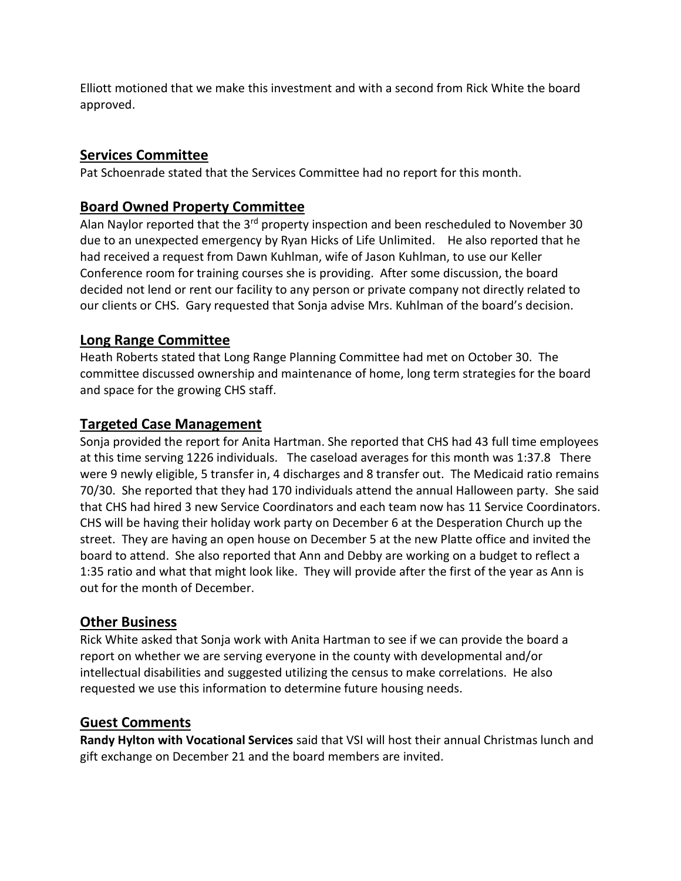Elliott motioned that we make this investment and with a second from Rick White the board approved.

## Services Committee

Pat Schoenrade stated that the Services Committee had no report for this month.

## Board Owned Property Committee

Alan Naylor reported that the 3rd property inspection and been rescheduled to November 30 due to an unexpected emergency by Ryan Hicks of Life Unlimited. He also reported that he had received a request from Dawn Kuhlman, wife of Jason Kuhlman, to use our Keller Conference room for training courses she is providing. After some discussion, the board decided not lend or rent our facility to any person or private company not directly related to our clients or CHS. Gary requested that Sonja advise Mrs. Kuhlman of the board's decision.

## Long Range Committee

Heath Roberts stated that Long Range Planning Committee had met on October 30. The committee discussed ownership and maintenance of home, long term strategies for the board and space for the growing CHS staff.

## Targeted Case Management

Sonja provided the report for Anita Hartman. She reported that CHS had 43 full time employees at this time serving 1226 individuals. The caseload averages for this month was 1:37.8 There were 9 newly eligible, 5 transfer in, 4 discharges and 8 transfer out. The Medicaid ratio remains 70/30. She reported that they had 170 individuals attend the annual Halloween party. She said that CHS had hired 3 new Service Coordinators and each team now has 11 Service Coordinators. CHS will be having their holiday work party on December 6 at the Desperation Church up the street. They are having an open house on December 5 at the new Platte office and invited the board to attend. She also reported that Ann and Debby are working on a budget to reflect a 1:35 ratio and what that might look like. They will provide after the first of the year as Ann is out for the month of December.

## Other Business

Rick White asked that Sonja work with Anita Hartman to see if we can provide the board a report on whether we are serving everyone in the county with developmental and/or intellectual disabilities and suggested utilizing the census to make correlations. He also requested we use this information to determine future housing needs.

## Guest Comments

**Randy Hylton with Vocational Services** said that VSI will host their annual Christmas lunch and gift exchange on December 21 and the board members are invited.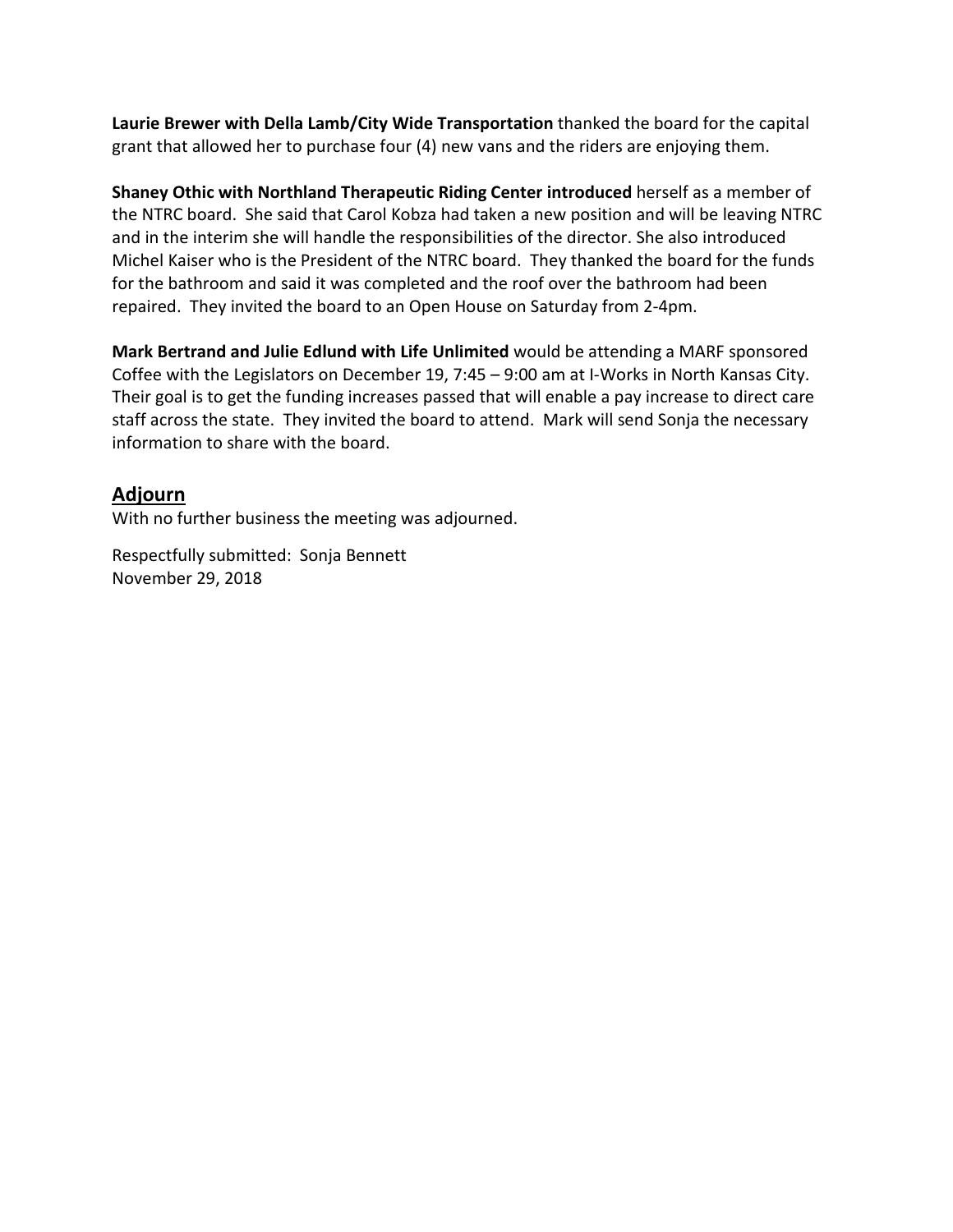**Laurie Brewer with Della Lamb/City Wide Transportation** thanked the board for the capital grant that allowed her to purchase four (4) new vans and the riders are enjoying them.

**Shaney Othic with Northland Therapeutic Riding Center introduced** herself as a member of the NTRC board. She said that Carol Kobza had taken a new position and will be leaving NTRC and in the interim she will handle the responsibilities of the director. She also introduced Michel Kaiser who is the President of the NTRC board. They thanked the board for the funds for the bathroom and said it was completed and the roof over the bathroom had been repaired. They invited the board to an Open House on Saturday from 2-4pm.

**Mark Bertrand and Julie Edlund with Life Unlimited** would be attending a MARF sponsored Coffee with the Legislators on December 19, 7:45 – 9:00 am at I-Works in North Kansas City. Their goal is to get the funding increases passed that will enable a pay increase to direct care staff across the state. They invited the board to attend. Mark will send Sonja the necessary information to share with the board.

## Adjourn

With no further business the meeting was adjourned.

Respectfully submitted: Sonja Bennett
November 29, 2018